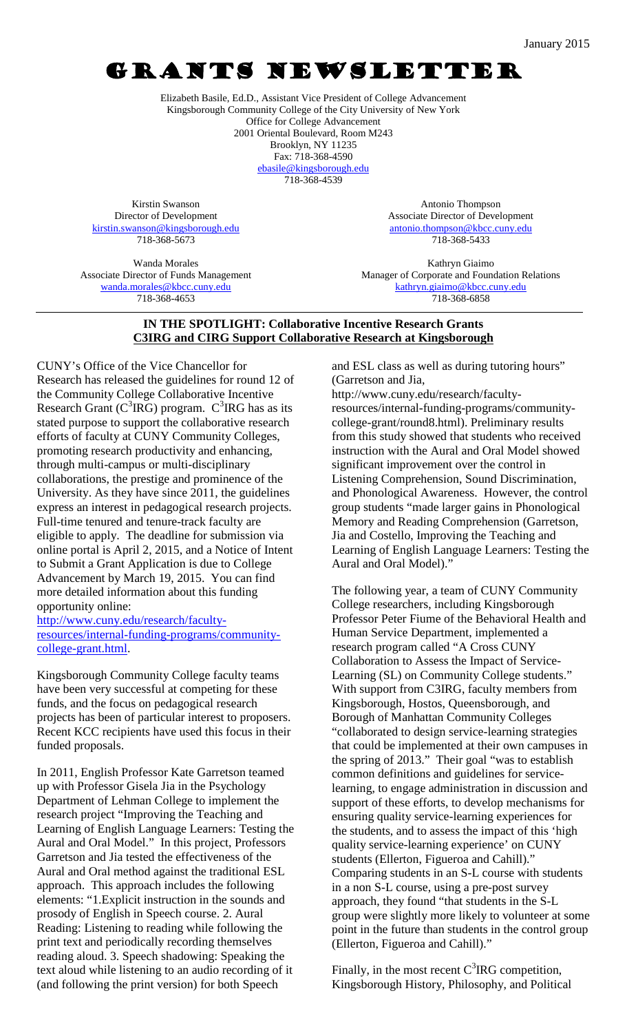January 2015

# Grants Newsletter

Elizabeth Basile, Ed.D., Assistant Vice President of College Advancement
Kingsborough Community College of the City University of New York
Office for College Advancement
2001 Oriental Boulevard, Room M243
Brooklyn, NY 11235
Fax: 718-368-4590
ebasile@kingsborough.edu
718-368-4539

Kirstin Swanson
Director of Development
kirstin.swanson@kingsborough.edu
718-368-5673

Antonio Thompson
Associate Director of Development
antonio.thompson@kbcc.cuny.edu
718-368-5433

Wanda Morales
Associate Director of Funds Management
wanda.morales@kbcc.cuny.edu
718-368-4653

Kathryn Giaimo
Manager of Corporate and Foundation Relations
kathryn.giaimo@kbcc.cuny.edu
718-368-6858

## IN THE SPOTLIGHT: Collaborative Incentive Research Grants
## C3IRG and CIRG Support Collaborative Research at Kingsborough

CUNY's Office of the Vice Chancellor for Research has released the guidelines for round 12 of the Community College Collaborative Incentive Research Grant ($C^3$IRG) program. $C^3$IRG has as its stated purpose to support the collaborative research efforts of faculty at CUNY Community Colleges, promoting research productivity and enhancing, through multi-campus or multi-disciplinary collaborations, the prestige and prominence of the University. As they have since 2011, the guidelines express an interest in pedagogical research projects. Full-time tenured and tenure-track faculty are eligible to apply. The deadline for submission via online portal is April 2, 2015, and a Notice of Intent to Submit a Grant Application is due to College Advancement by March 19, 2015. You can find more detailed information about this funding opportunity online: http://www.cuny.edu/research/faculty-resources/internal-funding-programs/community-college-grant.html.

Kingsborough Community College faculty teams have been very successful at competing for these funds, and the focus on pedagogical research projects has been of particular interest to proposers. Recent KCC recipients have used this focus in their funded proposals.

In 2011, English Professor Kate Garretson teamed up with Professor Gisela Jia in the Psychology Department of Lehman College to implement the research project "Improving the Teaching and Learning of English Language Learners: Testing the Aural and Oral Model." In this project, Professors Garretson and Jia tested the effectiveness of the Aural and Oral method against the traditional ESL approach. This approach includes the following elements: "1.Explicit instruction in the sounds and prosody of English in Speech course. 2. Aural Reading: Listening to reading while following the print text and periodically recording themselves reading aloud. 3. Speech shadowing: Speaking the text aloud while listening to an audio recording of it (and following the print version) for both Speech and ESL class as well as during tutoring hours" (Garretson and Jia, http://www.cuny.edu/research/faculty-resources/internal-funding-programs/community-college-grant/round8.html). Preliminary results from this study showed that students who received instruction with the Aural and Oral Model showed significant improvement over the control in Listening Comprehension, Sound Discrimination, and Phonological Awareness. However, the control group students "made larger gains in Phonological Memory and Reading Comprehension (Garretson, Jia and Costello, Improving the Teaching and Learning of English Language Learners: Testing the Aural and Oral Model)."

The following year, a team of CUNY Community College researchers, including Kingsborough Professor Peter Fiume of the Behavioral Health and Human Service Department, implemented a research program called "A Cross CUNY Collaboration to Assess the Impact of Service-Learning (SL) on Community College students." With support from C3IRG, faculty members from Kingsborough, Hostos, Queensborough, and Borough of Manhattan Community Colleges "collaborated to design service-learning strategies that could be implemented at their own campuses in the spring of 2013." Their goal "was to establish common definitions and guidelines for service-learning, to engage administration in discussion and support of these efforts, to develop mechanisms for ensuring quality service-learning experiences for the students, and to assess the impact of this 'high quality service-learning experience' on CUNY students (Ellerton, Figueroa and Cahill)." Comparing students in an S-L course with students in a non S-L course, using a pre-post survey approach, they found "that students in the S-L group were slightly more likely to volunteer at some point in the future than students in the control group (Ellerton, Figueroa and Cahill)."

Finally, in the most recent $C^3$IRG competition, Kingsborough History, Philosophy, and Political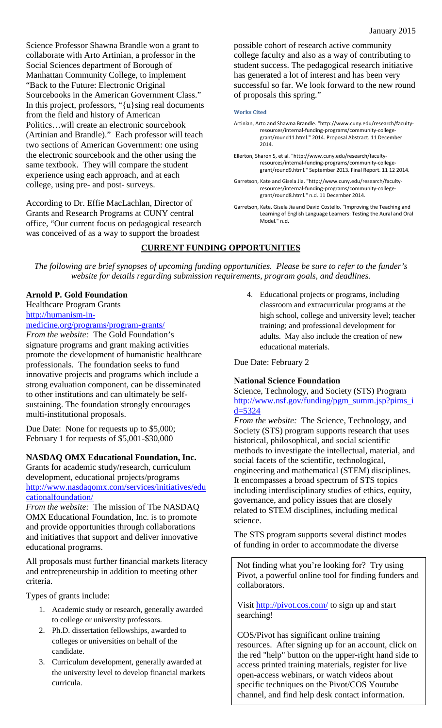Science Professor Shawna Brandle won a grant to collaborate with Arto Artinian, a professor in the Social Sciences department of Borough of Manhattan Community College, to implement "Back to the Future: Electronic Original Sourcebooks in the American Government Class." In this project, professors, "{u}sing real documents from the field and history of American Politics…will create an electronic sourcebook (Artinian and Brandle)." Each professor will teach two sections of American Government: one using the electronic sourcebook and the other using the same textbook. They will compare the student experience using each approach, and at each college, using pre- and post- surveys.

According to Dr. Effie MacLachlan, Director of Grants and Research Programs at CUNY central office, "Our current focus on pedagogical research was conceived of as a way to support the broadest possible cohort of research active community college faculty and also as a way of contributing to student success. The pedagogical research initiative has generated a lot of interest and has been very successful so far. We look forward to the new round of proposals this spring."

**Works Cited**

Artinian, Arto and Shawna Brandle. "http://www.cuny.edu/research/faculty-resources/internal-funding-programs/community-college-grant/round11.html." 2014. Proposal Abstract. 11 December 2014.

Ellerton, Sharon S, et al. "http://www.cuny.edu/research/faculty-resources/internal-funding-programs/community-college-grant/round9.html." September 2013. Final Report. 11 12 2014.

Garretson, Kate and Gisela Jia. "http://www.cuny.edu/research/faculty-resources/internal-funding-programs/community-college-grant/round8.html." n.d. 11 December 2014.

Garretson, Kate, Gisela Jia and David Costello. "Improving the Teaching and Learning of English Language Learners: Testing the Aural and Oral Model." n.d.

## CURRENT FUNDING OPPORTUNITIES

*The following are brief synopses of upcoming funding opportunities. Please be sure to refer to the funder's website for details regarding submission requirements, program goals, and deadlines.*

**Arnold P. Gold Foundation**
Healthcare Program Grants
http://humanism-in-medicine.org/programs/program-grants/

*From the website:* The Gold Foundation's signature programs and grant making activities promote the development of humanistic healthcare professionals. The foundation seeks to fund innovative projects and programs which include a strong evaluation component, can be disseminated to other institutions and can ultimately be self-sustaining. The foundation strongly encourages multi-institutional proposals.

Due Date: None for requests up to $5,000; February 1 for requests of $5,001-$30,000

**NASDAQ OMX Educational Foundation, Inc.**
Grants for academic study/research, curriculum development, educational projects/programs
http://www.nasdaqomx.com/services/initiatives/educationalfoundation/

*From the website:* The mission of The NASDAQ OMX Educational Foundation, Inc. is to promote and provide opportunities through collaborations and initiatives that support and deliver innovative educational programs.

All proposals must further financial markets literacy and entrepreneurship in addition to meeting other criteria.

Types of grants include:

1. Academic study or research, generally awarded to college or university professors.
2. Ph.D. dissertation fellowships, awarded to colleges or universities on behalf of the candidate.
3. Curriculum development, generally awarded at the university level to develop financial markets curricula.
4. Educational projects or programs, including classroom and extracurricular programs at the high school, college and university level; teacher training; and professional development for adults. May also include the creation of new educational materials.

Due Date: February 2

**National Science Foundation**
Science, Technology, and Society (STS) Program
http://www.nsf.gov/funding/pgm_summ.jsp?pims_id=5324

*From the website:* The Science, Technology, and Society (STS) program supports research that uses historical, philosophical, and social scientific methods to investigate the intellectual, material, and social facets of the scientific, technological, engineering and mathematical (STEM) disciplines. It encompasses a broad spectrum of STS topics including interdisciplinary studies of ethics, equity, governance, and policy issues that are closely related to STEM disciplines, including medical science.

The STS program supports several distinct modes of funding in order to accommodate the diverse

---

Not finding what you're looking for? Try using Pivot, a powerful online tool for finding funders and collaborators.

Visit http://pivot.cos.com/ to sign up and start searching!

COS/Pivot has significant online training resources. After signing up for an account, click on the red "help" button on the upper-right hand side to access printed training materials, register for live open-access webinars, or watch videos about specific techniques on the Pivot/COS Youtube channel, and find help desk contact information.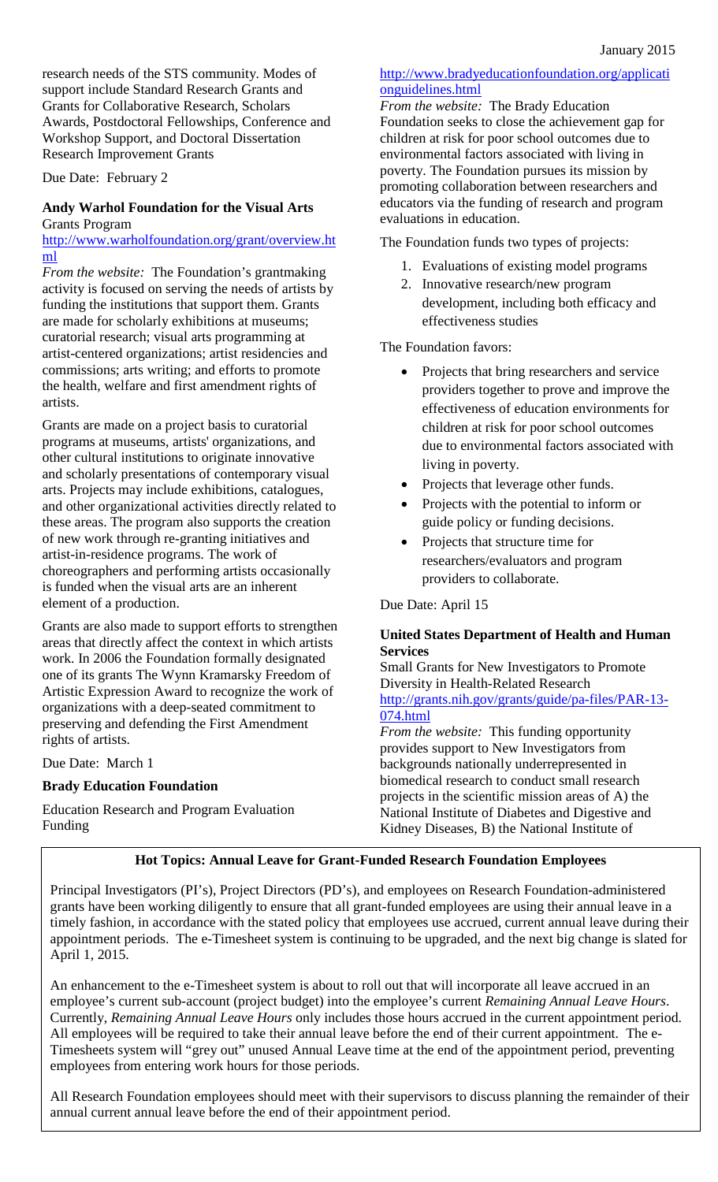research needs of the STS community. Modes of support include Standard Research Grants and Grants for Collaborative Research, Scholars Awards, Postdoctoral Fellowships, Conference and Workshop Support, and Doctoral Dissertation Research Improvement Grants

Due Date: February 2

**Andy Warhol Foundation for the Visual Arts**
Grants Program
http://www.warholfoundation.org/grant/overview.html

*From the website:* The Foundation's grantmaking activity is focused on serving the needs of artists by funding the institutions that support them. Grants are made for scholarly exhibitions at museums; curatorial research; visual arts programming at artist-centered organizations; artist residencies and commissions; arts writing; and efforts to promote the health, welfare and first amendment rights of artists.

Grants are made on a project basis to curatorial programs at museums, artists' organizations, and other cultural institutions to originate innovative and scholarly presentations of contemporary visual arts. Projects may include exhibitions, catalogues, and other organizational activities directly related to these areas. The program also supports the creation of new work through re-granting initiatives and artist-in-residence programs. The work of choreographers and performing artists occasionally is funded when the visual arts are an inherent element of a production.

Grants are also made to support efforts to strengthen areas that directly affect the context in which artists work. In 2006 the Foundation formally designated one of its grants The Wynn Kramarsky Freedom of Artistic Expression Award to recognize the work of organizations with a deep-seated commitment to preserving and defending the First Amendment rights of artists.

Due Date: March 1

**Brady Education Foundation**

Education Research and Program Evaluation Funding
http://www.bradyeducationfoundation.org/applicationguidelines.html

*From the website:* The Brady Education Foundation seeks to close the achievement gap for children at risk for poor school outcomes due to environmental factors associated with living in poverty. The Foundation pursues its mission by promoting collaboration between researchers and educators via the funding of research and program evaluations in education.

The Foundation funds two types of projects:

1. Evaluations of existing model programs
2. Innovative research/new program development, including both efficacy and effectiveness studies

The Foundation favors:

- Projects that bring researchers and service providers together to prove and improve the effectiveness of education environments for children at risk for poor school outcomes due to environmental factors associated with living in poverty.
- Projects that leverage other funds.
- Projects with the potential to inform or guide policy or funding decisions.
- Projects that structure time for researchers/evaluators and program providers to collaborate.

Due Date: April 15

**United States Department of Health and Human Services**
Small Grants for New Investigators to Promote Diversity in Health-Related Research
http://grants.nih.gov/grants/guide/pa-files/PAR-13-074.html

*From the website:* This funding opportunity provides support to New Investigators from backgrounds nationally underrepresented in biomedical research to conduct small research projects in the scientific mission areas of A) the National Institute of Diabetes and Digestive and Kidney Diseases, B) the National Institute of

**Hot Topics: Annual Leave for Grant-Funded Research Foundation Employees**

Principal Investigators (PI's), Project Directors (PD's), and employees on Research Foundation-administered grants have been working diligently to ensure that all grant-funded employees are using their annual leave in a timely fashion, in accordance with the stated policy that employees use accrued, current annual leave during their appointment periods. The e-Timesheet system is continuing to be upgraded, and the next big change is slated for April 1, 2015.

An enhancement to the e-Timesheet system is about to roll out that will incorporate all leave accrued in an employee's current sub-account (project budget) into the employee's current *Remaining Annual Leave Hours*. Currently, *Remaining Annual Leave Hours* only includes those hours accrued in the current appointment period. All employees will be required to take their annual leave before the end of their current appointment. The e-Timesheets system will "grey out" unused Annual Leave time at the end of the appointment period, preventing employees from entering work hours for those periods.

All Research Foundation employees should meet with their supervisors to discuss planning the remainder of their annual current annual leave before the end of their appointment period.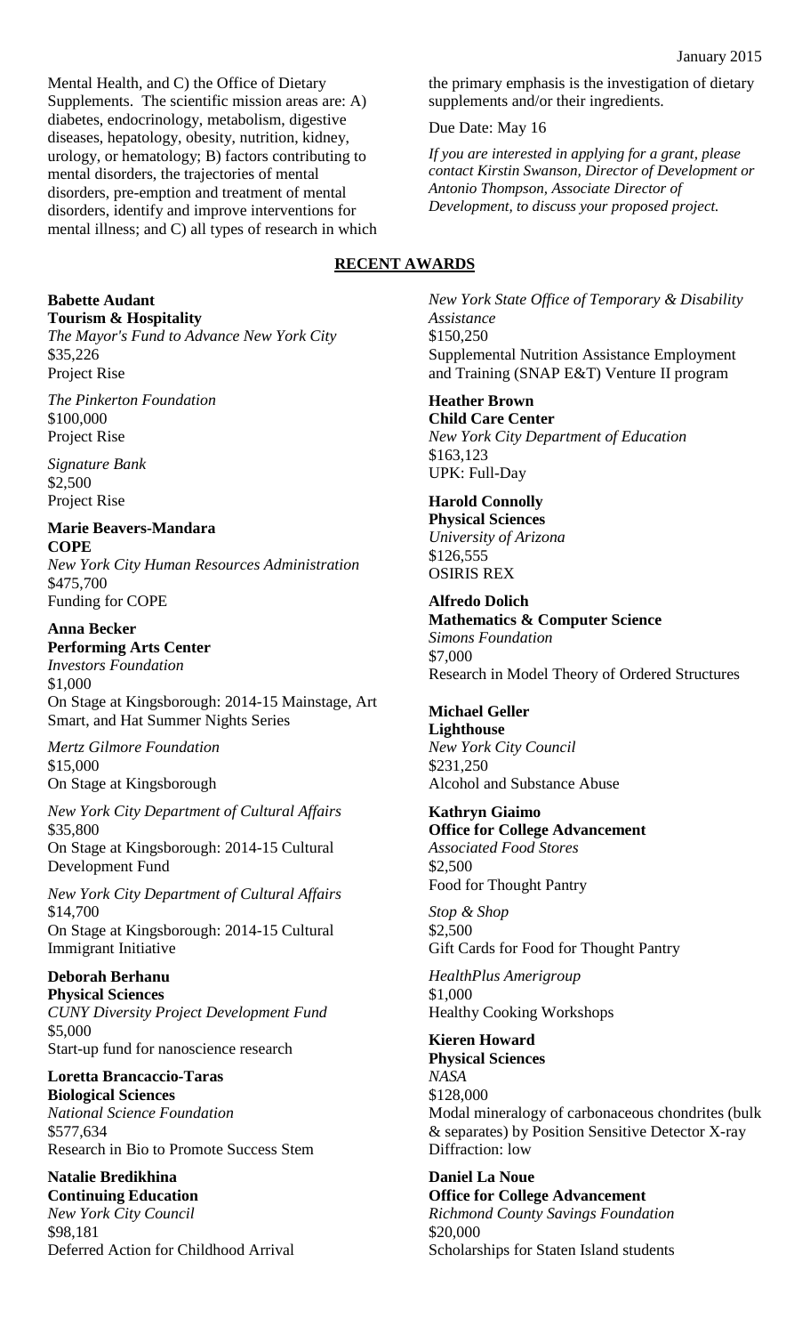Mental Health, and C) the Office of Dietary Supplements. The scientific mission areas are: A) diabetes, endocrinology, metabolism, digestive diseases, hepatology, obesity, nutrition, kidney, urology, or hematology; B) factors contributing to mental disorders, the trajectories of mental disorders, pre-emption and treatment of mental disorders, identify and improve interventions for mental illness; and C) all types of research in which the primary emphasis is the investigation of dietary supplements and/or their ingredients.

Due Date: May 16

*If you are interested in applying for a grant, please contact Kirstin Swanson, Director of Development or Antonio Thompson, Associate Director of Development, to discuss your proposed project.*

## RECENT AWARDS

**Babette Audant**
**Tourism & Hospitality**
*The Mayor's Fund to Advance New York City*
$35,226
Project Rise

*The Pinkerton Foundation*
$100,000
Project Rise

*Signature Bank*
$2,500
Project Rise

*New York State Office of Temporary & Disability Assistance*
$150,250
Supplemental Nutrition Assistance Employment and Training (SNAP E&T) Venture II program

**Marie Beavers-Mandara**
**COPE**
*New York City Human Resources Administration*
$475,700
Funding for COPE

**Anna Becker**
**Performing Arts Center**
*Investors Foundation*
$1,000
On Stage at Kingsborough: 2014-15 Mainstage, Art Smart, and Hat Summer Nights Series

*Mertz Gilmore Foundation*
$15,000
On Stage at Kingsborough

*New York City Department of Cultural Affairs*
$35,800
On Stage at Kingsborough: 2014-15 Cultural Development Fund

*New York City Department of Cultural Affairs*
$14,700
On Stage at Kingsborough: 2014-15 Cultural Immigrant Initiative

**Deborah Berhanu**
**Physical Sciences**
*CUNY Diversity Project Development Fund*
$5,000
Start-up fund for nanoscience research

**Loretta Brancaccio-Taras**
**Biological Sciences**
*National Science Foundation*
$577,634
Research in Bio to Promote Success Stem

**Natalie Bredikhina**
**Continuing Education**
*New York City Council*
$98,181
Deferred Action for Childhood Arrival

**Heather Brown**
**Child Care Center**
*New York City Department of Education*
$163,123
UPK: Full-Day

**Harold Connolly**
**Physical Sciences**
*University of Arizona*
$126,555
OSIRIS REX

**Alfredo Dolich**
**Mathematics & Computer Science**
*Simons Foundation*
$7,000
Research in Model Theory of Ordered Structures

**Michael Geller**
**Lighthouse**
*New York City Council*
$231,250
Alcohol and Substance Abuse

**Kathryn Giaimo**
**Office for College Advancement**
*Associated Food Stores*
$2,500
Food for Thought Pantry

*Stop & Shop*
$2,500
Gift Cards for Food for Thought Pantry

*HealthPlus Amerigroup*
$1,000
Healthy Cooking Workshops

**Kieren Howard**
**Physical Sciences**
*NASA*
$128,000
Modal mineralogy of carbonaceous chondrites (bulk & separates) by Position Sensitive Detector X-ray Diffraction: low

**Daniel La Noue**
**Office for College Advancement**
*Richmond County Savings Foundation*
$20,000
Scholarships for Staten Island students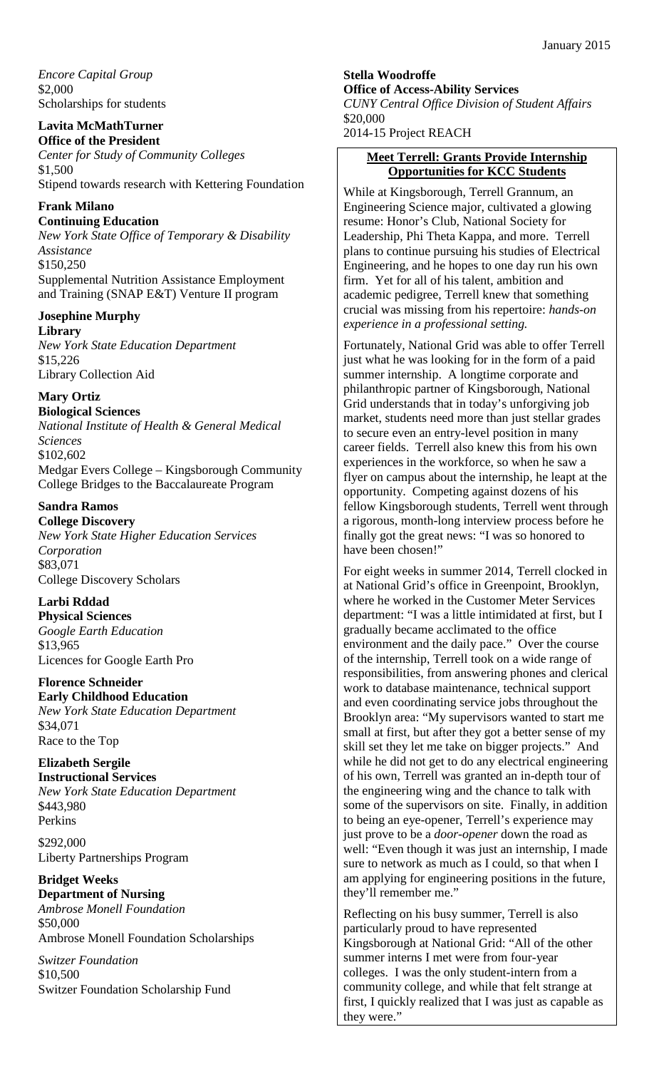*Encore Capital Group*
$2,000
Scholarships for students

**Lavita McMathTurner**
**Office of the President**
*Center for Study of Community Colleges*
$1,500
Stipend towards research with Kettering Foundation

**Frank Milano**
**Continuing Education**
*New York State Office of Temporary & Disability Assistance*
$150,250
Supplemental Nutrition Assistance Employment and Training (SNAP E&T) Venture II program

**Josephine Murphy**
**Library**
*New York State Education Department*
$15,226
Library Collection Aid

**Mary Ortiz**
**Biological Sciences**
*National Institute of Health & General Medical Sciences*
$102,602
Medgar Evers College – Kingsborough Community College Bridges to the Baccalaureate Program

**Sandra Ramos**
**College Discovery**
*New York State Higher Education Services Corporation*
$83,071
College Discovery Scholars

**Larbi Rddad**
**Physical Sciences**
*Google Earth Education*
$13,965
Licences for Google Earth Pro

**Florence Schneider**
**Early Childhood Education**
*New York State Education Department*
$34,071
Race to the Top

**Elizabeth Sergile**
**Instructional Services**
*New York State Education Department*
$443,980
Perkins

$292,000
Liberty Partnerships Program

**Bridget Weeks**
**Department of Nursing**
*Ambrose Monell Foundation*
$50,000
Ambrose Monell Foundation Scholarships

*Switzer Foundation*
$10,500
Switzer Foundation Scholarship Fund

**Stella Woodroffe**
**Office of Access-Ability Services**
*CUNY Central Office Division of Student Affairs*
$20,000
2014-15 Project REACH

## Meet Terrell: Grants Provide Internship Opportunities for KCC Students

While at Kingsborough, Terrell Grannum, an Engineering Science major, cultivated a glowing resume: Honor's Club, National Society for Leadership, Phi Theta Kappa, and more. Terrell plans to continue pursuing his studies of Electrical Engineering, and he hopes to one day run his own firm. Yet for all of his talent, ambition and academic pedigree, Terrell knew that something crucial was missing from his repertoire: *hands-on experience in a professional setting.*

Fortunately, National Grid was able to offer Terrell just what he was looking for in the form of a paid summer internship. A longtime corporate and philanthropic partner of Kingsborough, National Grid understands that in today's unforgiving job market, students need more than just stellar grades to secure even an entry-level position in many career fields. Terrell also knew this from his own experiences in the workforce, so when he saw a flyer on campus about the internship, he leapt at the opportunity. Competing against dozens of his fellow Kingsborough students, Terrell went through a rigorous, month-long interview process before he finally got the great news: "I was so honored to have been chosen!"

For eight weeks in summer 2014, Terrell clocked in at National Grid's office in Greenpoint, Brooklyn, where he worked in the Customer Meter Services department: "I was a little intimidated at first, but I gradually became acclimated to the office environment and the daily pace." Over the course of the internship, Terrell took on a wide range of responsibilities, from answering phones and clerical work to database maintenance, technical support and even coordinating service jobs throughout the Brooklyn area: "My supervisors wanted to start me small at first, but after they got a better sense of my skill set they let me take on bigger projects." And while he did not get to do any electrical engineering of his own, Terrell was granted an in-depth tour of the engineering wing and the chance to talk with some of the supervisors on site. Finally, in addition to being an eye-opener, Terrell's experience may just prove to be a *door-opener* down the road as well: "Even though it was just an internship, I made sure to network as much as I could, so that when I am applying for engineering positions in the future, they'll remember me."

Reflecting on his busy summer, Terrell is also particularly proud to have represented Kingsborough at National Grid: "All of the other summer interns I met were from four-year colleges. I was the only student-intern from a community college, and while that felt strange at first, I quickly realized that I was just as capable as they were."